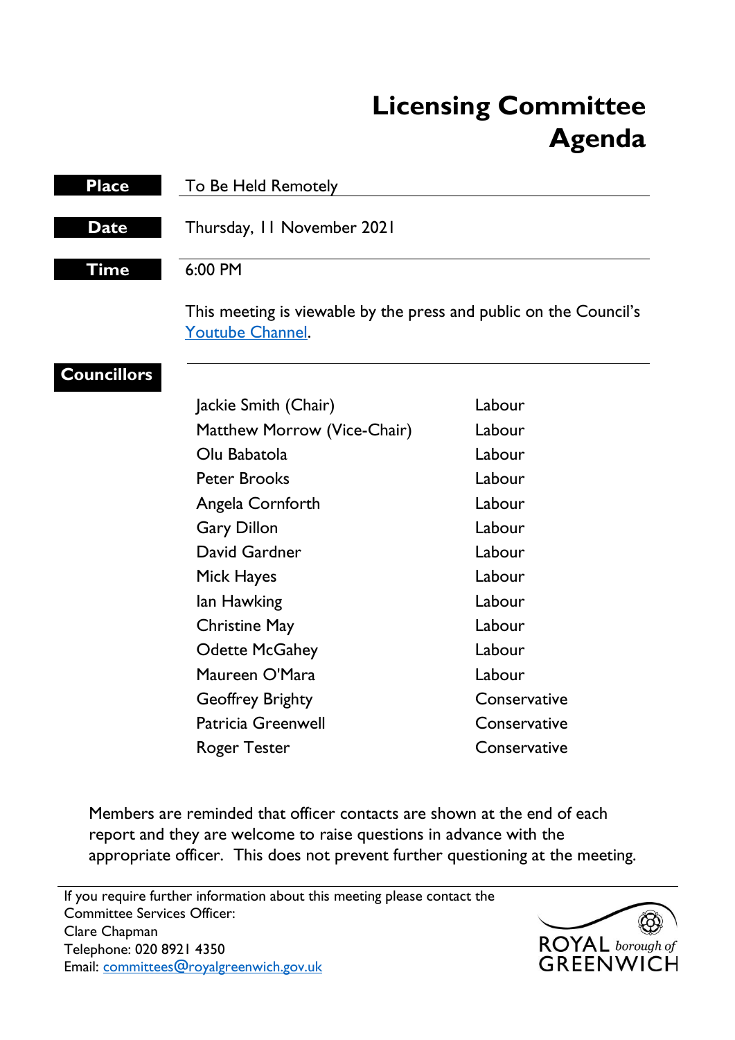# Licensing Committee Agenda

| | |
|---|---|
| **Place** | To Be Held Remotely |
| **Date** | Thursday, 11 November 2021 |
| **Time** | 6:00 PM |

This meeting is viewable by the press and public on the Council's Youtube Channel.

**Councillors**

| | |
|---|---|
| Jackie Smith (Chair) | Labour |
| Matthew Morrow (Vice-Chair) | Labour |
| Olu Babatola | Labour |
| Peter Brooks | Labour |
| Angela Cornforth | Labour |
| Gary Dillon | Labour |
| David Gardner | Labour |
| Mick Hayes | Labour |
| Ian Hawking | Labour |
| Christine May | Labour |
| Odette McGahey | Labour |
| Maureen O'Mara | Labour |
| Geoffrey Brighty | Conservative |
| Patricia Greenwell | Conservative |
| Roger Tester | Conservative |

Members are reminded that officer contacts are shown at the end of each report and they are welcome to raise questions in advance with the appropriate officer. This does not prevent further questioning at the meeting.

If you require further information about this meeting please contact the Committee Services Officer:
Clare Chapman
Telephone: 020 8921 4350
Email: committees@royalgreenwich.gov.uk

ROYAL borough of GREENWICH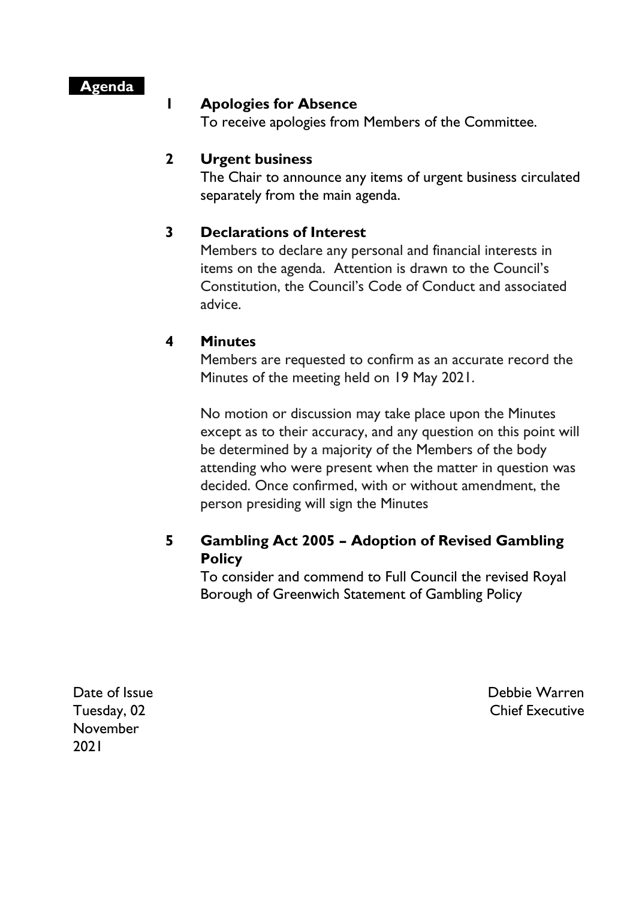## Agenda

### 1 Apologies for Absence

To receive apologies from Members of the Committee.

### 2 Urgent business

The Chair to announce any items of urgent business circulated separately from the main agenda.

### 3 Declarations of Interest

Members to declare any personal and financial interests in items on the agenda. Attention is drawn to the Council's Constitution, the Council's Code of Conduct and associated advice.

### 4 Minutes

Members are requested to confirm as an accurate record the Minutes of the meeting held on 19 May 2021.

No motion or discussion may take place upon the Minutes except as to their accuracy, and any question on this point will be determined by a majority of the Members of the body attending who were present when the matter in question was decided. Once confirmed, with or without amendment, the person presiding will sign the Minutes

### 5 Gambling Act 2005 – Adoption of Revised Gambling Policy

To consider and commend to Full Council the revised Royal Borough of Greenwich Statement of Gambling Policy

Date of Issue
Tuesday, 02 November 2021

Debbie Warren
Chief Executive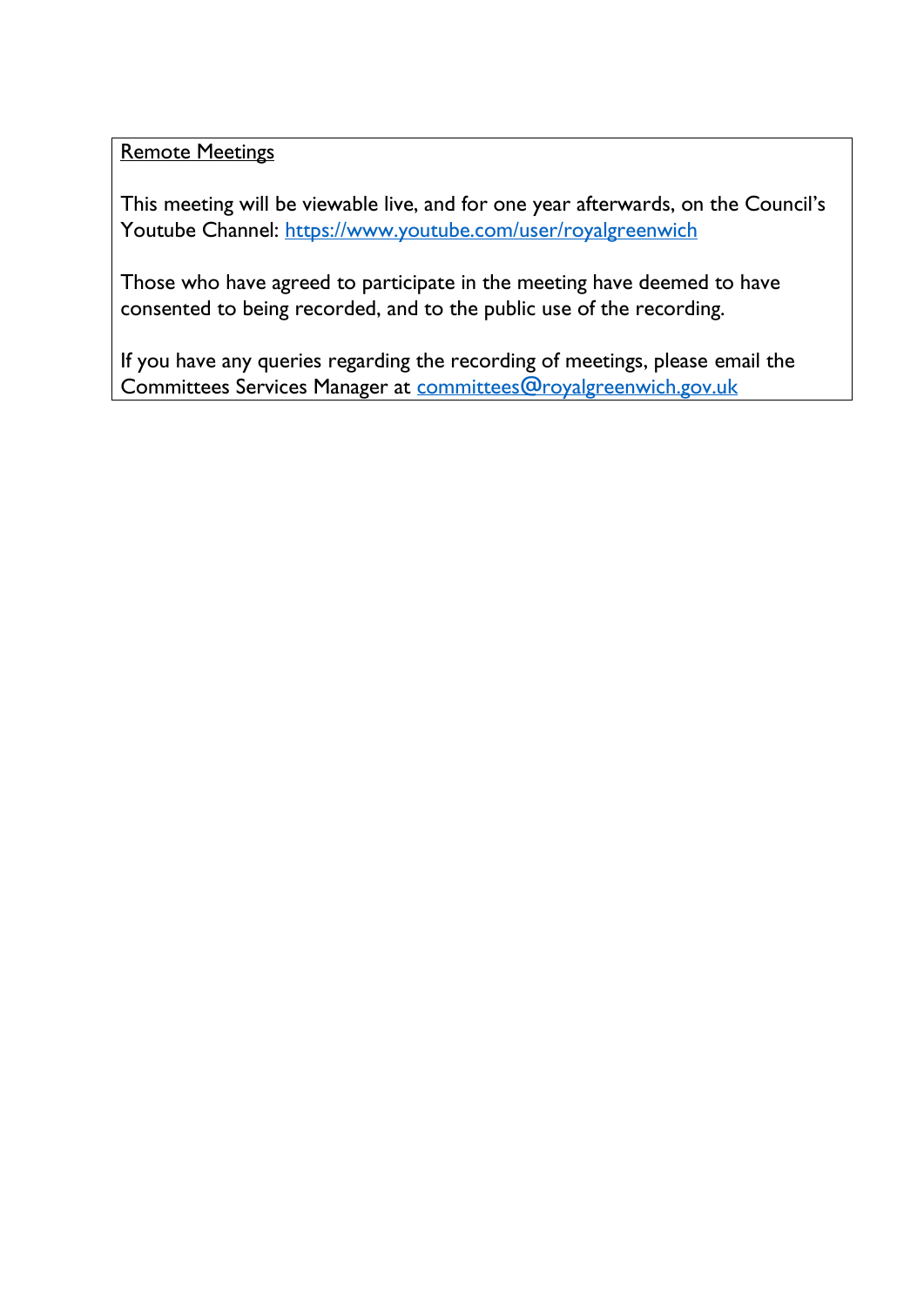Remote Meetings

This meeting will be viewable live, and for one year afterwards, on the Council's Youtube Channel: https://www.youtube.com/user/royalgreenwich

Those who have agreed to participate in the meeting have deemed to have consented to being recorded, and to the public use of the recording.

If you have any queries regarding the recording of meetings, please email the Committees Services Manager at committees@royalgreenwich.gov.uk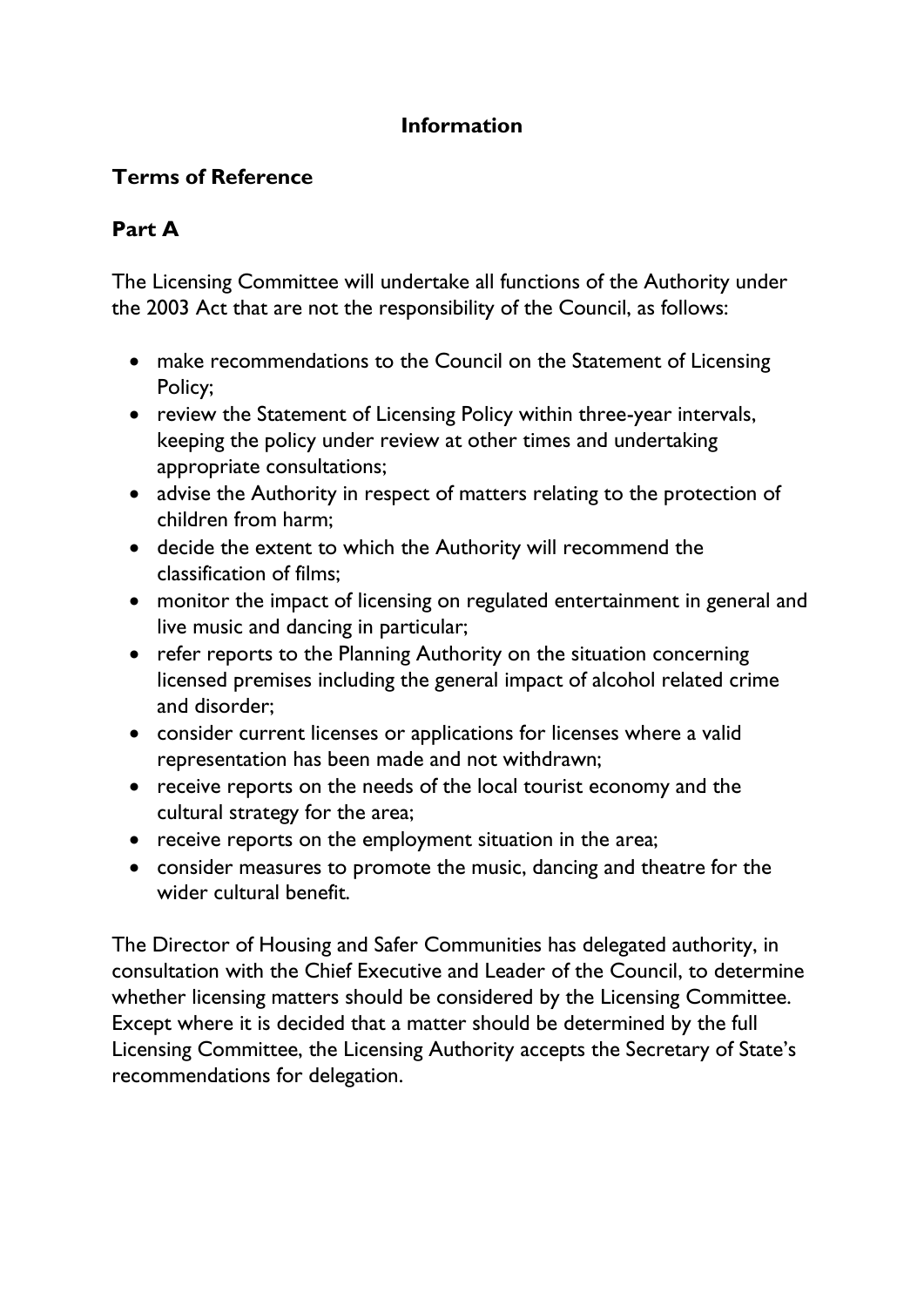## Information

### Terms of Reference

### Part A

The Licensing Committee will undertake all functions of the Authority under the 2003 Act that are not the responsibility of the Council, as follows:

- make recommendations to the Council on the Statement of Licensing Policy;
- review the Statement of Licensing Policy within three-year intervals, keeping the policy under review at other times and undertaking appropriate consultations;
- advise the Authority in respect of matters relating to the protection of children from harm;
- decide the extent to which the Authority will recommend the classification of films;
- monitor the impact of licensing on regulated entertainment in general and live music and dancing in particular;
- refer reports to the Planning Authority on the situation concerning licensed premises including the general impact of alcohol related crime and disorder;
- consider current licenses or applications for licenses where a valid representation has been made and not withdrawn;
- receive reports on the needs of the local tourist economy and the cultural strategy for the area;
- receive reports on the employment situation in the area;
- consider measures to promote the music, dancing and theatre for the wider cultural benefit.

The Director of Housing and Safer Communities has delegated authority, in consultation with the Chief Executive and Leader of the Council, to determine whether licensing matters should be considered by the Licensing Committee. Except where it is decided that a matter should be determined by the full Licensing Committee, the Licensing Authority accepts the Secretary of State's recommendations for delegation.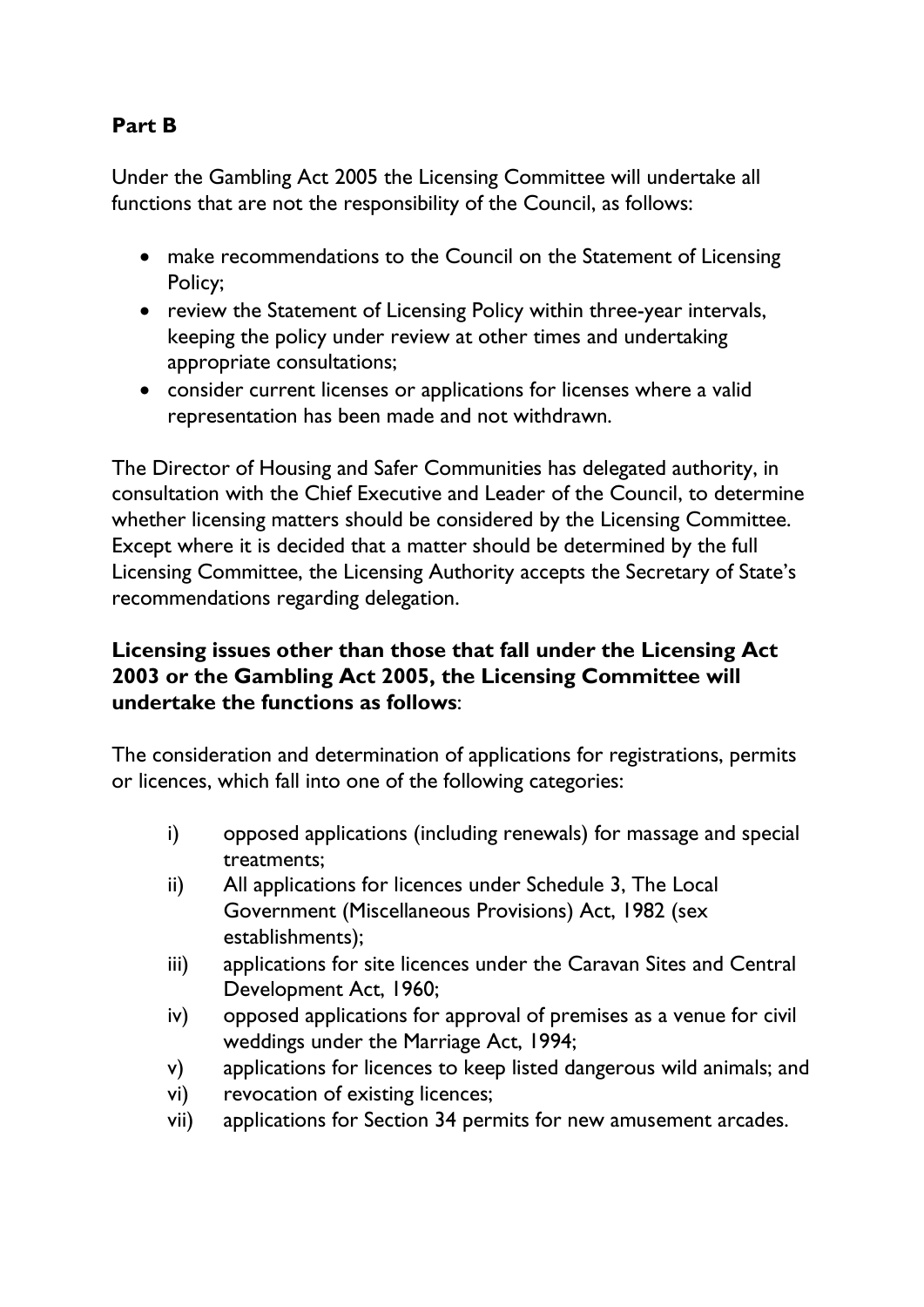**Part B**

Under the Gambling Act 2005 the Licensing Committee will undertake all functions that are not the responsibility of the Council, as follows:

- make recommendations to the Council on the Statement of Licensing Policy;
- review the Statement of Licensing Policy within three-year intervals, keeping the policy under review at other times and undertaking appropriate consultations;
- consider current licenses or applications for licenses where a valid representation has been made and not withdrawn.

The Director of Housing and Safer Communities has delegated authority, in consultation with the Chief Executive and Leader of the Council, to determine whether licensing matters should be considered by the Licensing Committee. Except where it is decided that a matter should be determined by the full Licensing Committee, the Licensing Authority accepts the Secretary of State's recommendations regarding delegation.

**Licensing issues other than those that fall under the Licensing Act 2003 or the Gambling Act 2005, the Licensing Committee will undertake the functions as follows**:

The consideration and determination of applications for registrations, permits or licences, which fall into one of the following categories:

i) opposed applications (including renewals) for massage and special treatments;
ii) All applications for licences under Schedule 3, The Local Government (Miscellaneous Provisions) Act, 1982 (sex establishments);
iii) applications for site licences under the Caravan Sites and Central Development Act, 1960;
iv) opposed applications for approval of premises as a venue for civil weddings under the Marriage Act, 1994;
v) applications for licences to keep listed dangerous wild animals; and
vi) revocation of existing licences;
vii) applications for Section 34 permits for new amusement arcades.